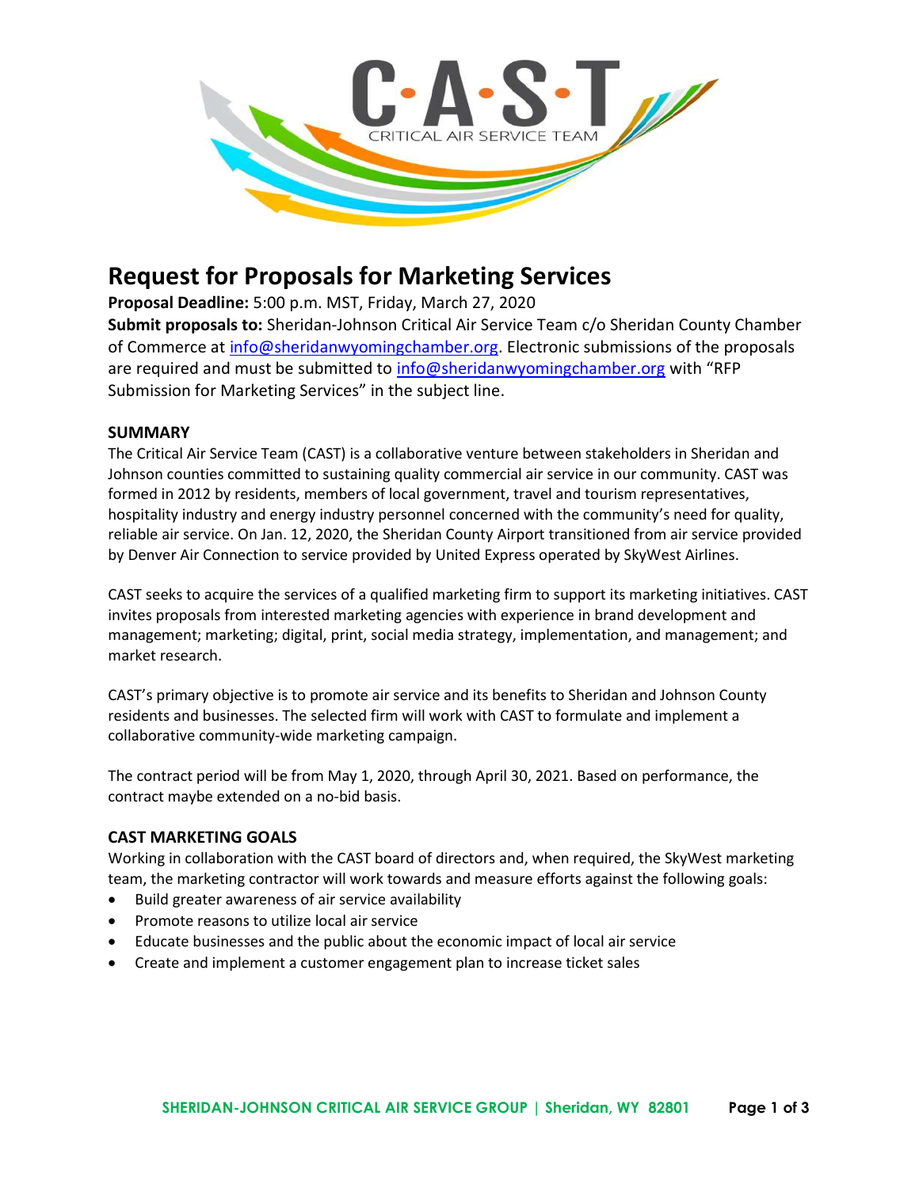# Request for Proposals for Marketing Services

**Proposal Deadline:** 5:00 p.m. MST, Friday, March 27, 2020

**Submit proposals to:** Sheridan-Johnson Critical Air Service Team c/o Sheridan County Chamber of Commerce at info@sheridanwyomingchamber.org. Electronic submissions of the proposals are required and must be submitted to info@sheridanwyomingchamber.org with "RFP Submission for Marketing Services" in the subject line.

## SUMMARY

The Critical Air Service Team (CAST) is a collaborative venture between stakeholders in Sheridan and Johnson counties committed to sustaining quality commercial air service in our community. CAST was formed in 2012 by residents, members of local government, travel and tourism representatives, hospitality industry and energy industry personnel concerned with the community's need for quality, reliable air service. On Jan. 12, 2020, the Sheridan County Airport transitioned from air service provided by Denver Air Connection to service provided by United Express operated by SkyWest Airlines.

CAST seeks to acquire the services of a qualified marketing firm to support its marketing initiatives. CAST invites proposals from interested marketing agencies with experience in brand development and management; marketing; digital, print, social media strategy, implementation, and management; and market research.

CAST's primary objective is to promote air service and its benefits to Sheridan and Johnson County residents and businesses. The selected firm will work with CAST to formulate and implement a collaborative community-wide marketing campaign.

The contract period will be from May 1, 2020, through April 30, 2021. Based on performance, the contract maybe extended on a no-bid basis.

## CAST MARKETING GOALS

Working in collaboration with the CAST board of directors and, when required, the SkyWest marketing team, the marketing contractor will work towards and measure efforts against the following goals:

- Build greater awareness of air service availability
- Promote reasons to utilize local air service
- Educate businesses and the public about the economic impact of local air service
- Create and implement a customer engagement plan to increase ticket sales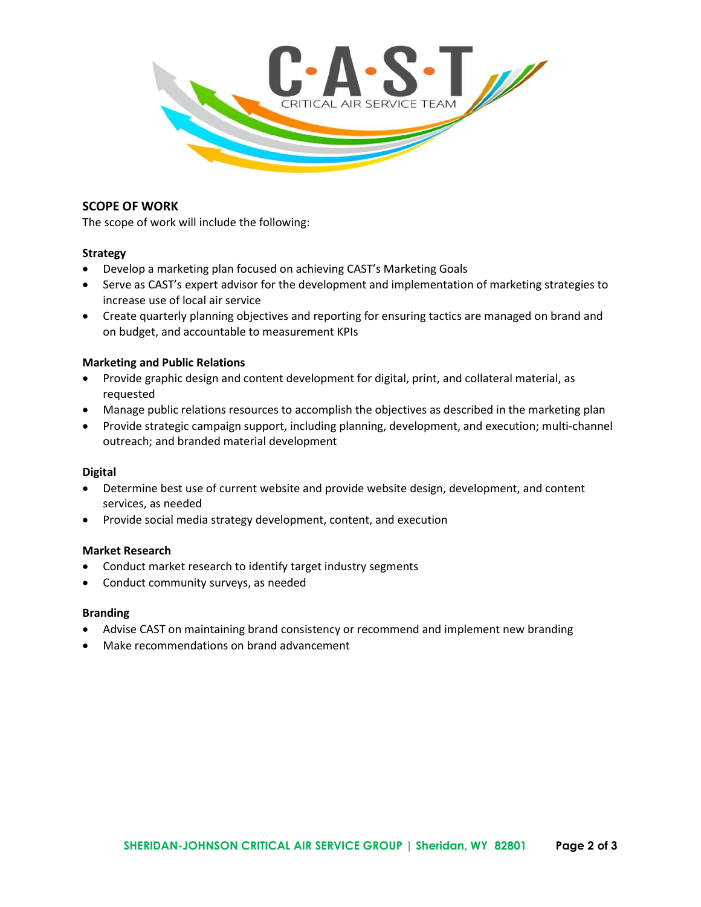## SCOPE OF WORK

The scope of work will include the following:

### Strategy

- Develop a marketing plan focused on achieving CAST's Marketing Goals
- Serve as CAST's expert advisor for the development and implementation of marketing strategies to increase use of local air service
- Create quarterly planning objectives and reporting for ensuring tactics are managed on brand and on budget, and accountable to measurement KPIs

### Marketing and Public Relations

- Provide graphic design and content development for digital, print, and collateral material, as requested
- Manage public relations resources to accomplish the objectives as described in the marketing plan
- Provide strategic campaign support, including planning, development, and execution; multi-channel outreach; and branded material development

### Digital

- Determine best use of current website and provide website design, development, and content services, as needed
- Provide social media strategy development, content, and execution

### Market Research

- Conduct market research to identify target industry segments
- Conduct community surveys, as needed

### Branding

- Advise CAST on maintaining brand consistency or recommend and implement new branding
- Make recommendations on brand advancement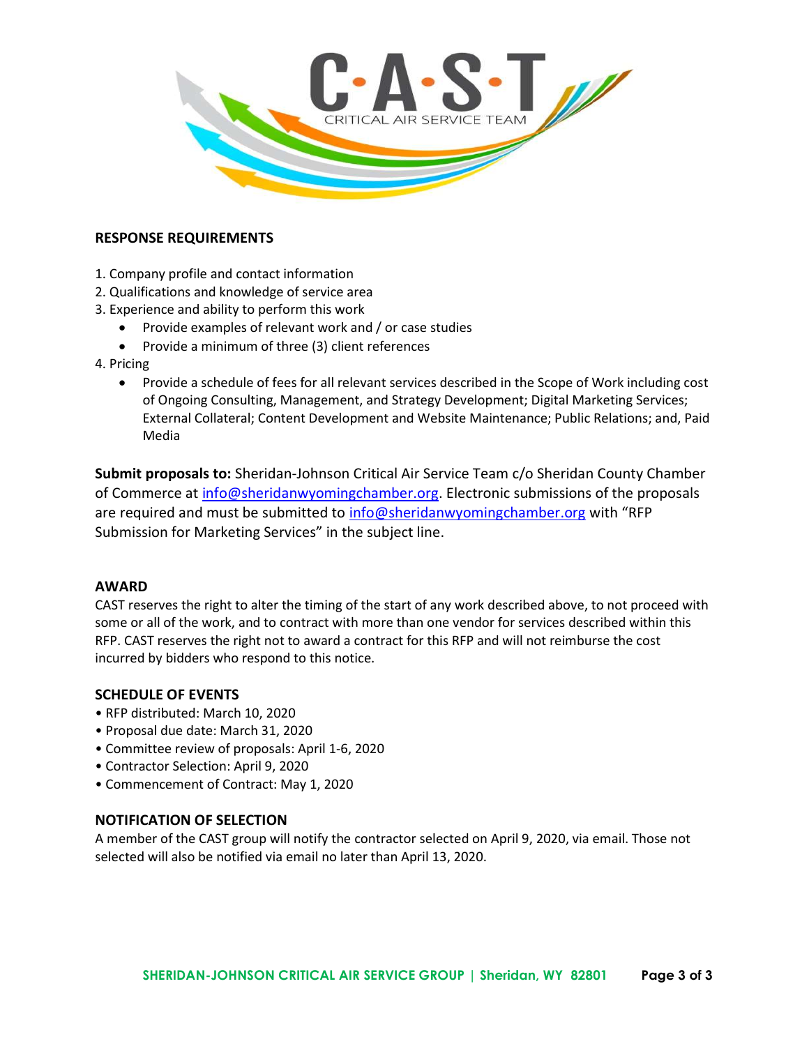## RESPONSE REQUIREMENTS

1. Company profile and contact information
2. Qualifications and knowledge of service area
3. Experience and ability to perform this work
   - Provide examples of relevant work and / or case studies
   - Provide a minimum of three (3) client references
4. Pricing
   - Provide a schedule of fees for all relevant services described in the Scope of Work including cost of Ongoing Consulting, Management, and Strategy Development; Digital Marketing Services; External Collateral; Content Development and Website Maintenance; Public Relations; and, Paid Media

**Submit proposals to:** Sheridan-Johnson Critical Air Service Team c/o Sheridan County Chamber of Commerce at info@sheridanwyomingchamber.org. Electronic submissions of the proposals are required and must be submitted to info@sheridanwyomingchamber.org with "RFP Submission for Marketing Services" in the subject line.

## AWARD

CAST reserves the right to alter the timing of the start of any work described above, to not proceed with some or all of the work, and to contract with more than one vendor for services described within this RFP. CAST reserves the right not to award a contract for this RFP and will not reimburse the cost incurred by bidders who respond to this notice.

## SCHEDULE OF EVENTS

- RFP distributed: March 10, 2020
- Proposal due date: March 31, 2020
- Committee review of proposals: April 1-6, 2020
- Contractor Selection: April 9, 2020
- Commencement of Contract: May 1, 2020

## NOTIFICATION OF SELECTION

A member of the CAST group will notify the contractor selected on April 9, 2020, via email. Those not selected will also be notified via email no later than April 13, 2020.